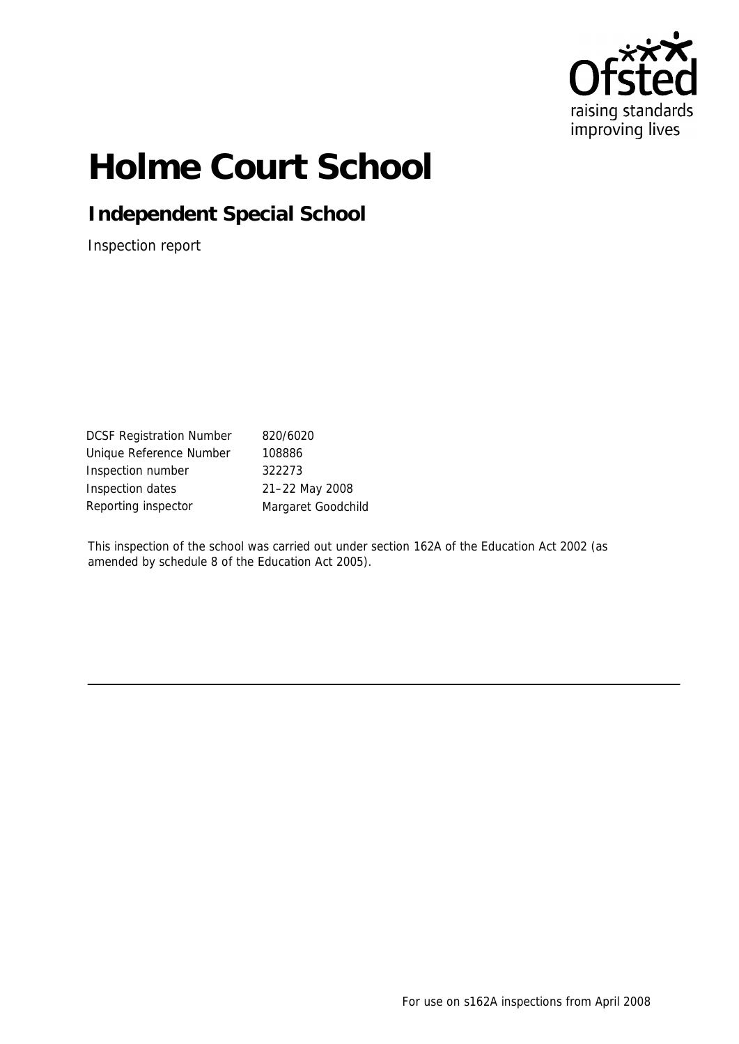Ofsted
raising standards
improving lives

# Holme Court School

## Independent Special School

Inspection report

| | |
|---|---|
| DCSF Registration Number | 820/6020 |
| Unique Reference Number | 108886 |
| Inspection number | 322273 |
| Inspection dates | 21–22 May 2008 |
| Reporting inspector | Margaret Goodchild |

This inspection of the school was carried out under section 162A of the Education Act 2002 (as amended by schedule 8 of the Education Act 2005).

For use on s162A inspections from April 2008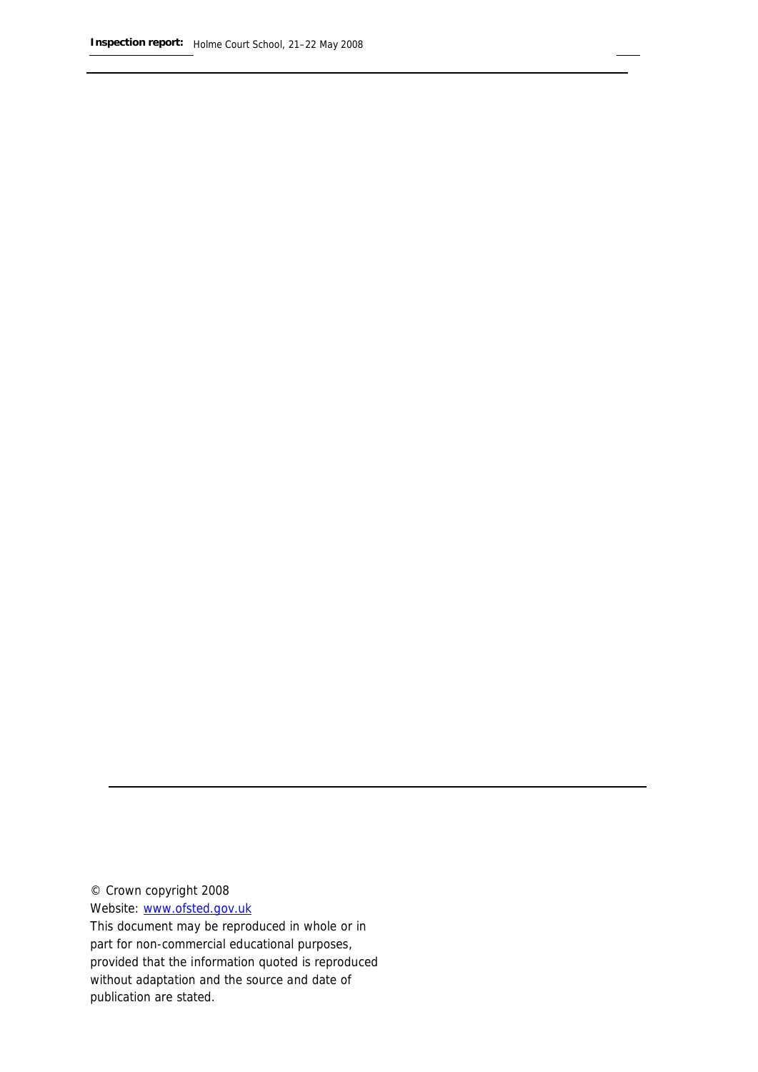© Crown copyright 2008

Website: www.ofsted.gov.uk

This document may be reproduced in whole or in part for non-commercial educational purposes, provided that the information quoted is reproduced without adaptation and the source and date of publication are stated.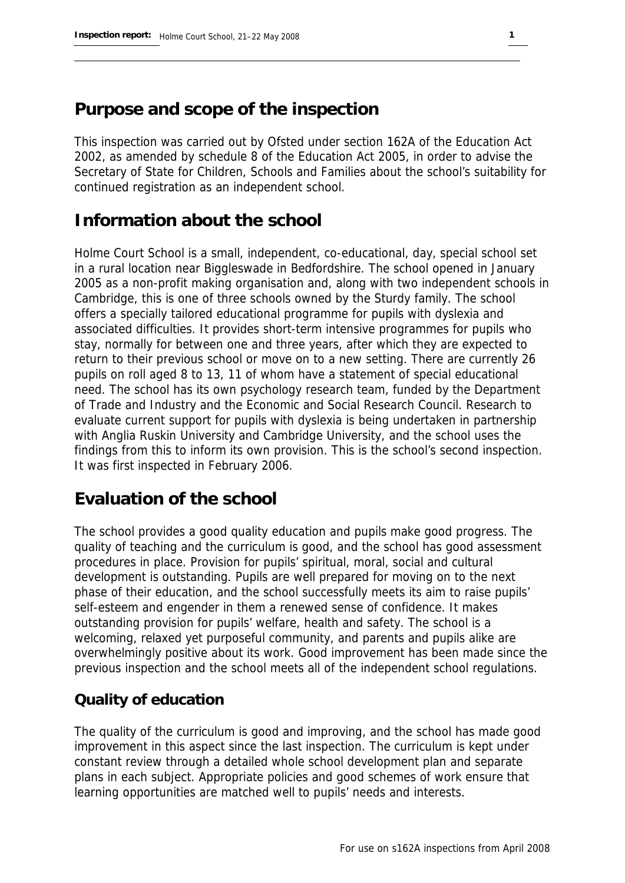## Purpose and scope of the inspection

This inspection was carried out by Ofsted under section 162A of the Education Act 2002, as amended by schedule 8 of the Education Act 2005, in order to advise the Secretary of State for Children, Schools and Families about the school's suitability for continued registration as an independent school.

## Information about the school

Holme Court School is a small, independent, co-educational, day, special school set in a rural location near Biggleswade in Bedfordshire. The school opened in January 2005 as a non-profit making organisation and, along with two independent schools in Cambridge, this is one of three schools owned by the Sturdy family. The school offers a specially tailored educational programme for pupils with dyslexia and associated difficulties. It provides short-term intensive programmes for pupils who stay, normally for between one and three years, after which they are expected to return to their previous school or move on to a new setting. There are currently 26 pupils on roll aged 8 to 13, 11 of whom have a statement of special educational need. The school has its own psychology research team, funded by the Department of Trade and Industry and the Economic and Social Research Council. Research to evaluate current support for pupils with dyslexia is being undertaken in partnership with Anglia Ruskin University and Cambridge University, and the school uses the findings from this to inform its own provision. This is the school's second inspection. It was first inspected in February 2006.

## Evaluation of the school

The school provides a good quality education and pupils make good progress. The quality of teaching and the curriculum is good, and the school has good assessment procedures in place. Provision for pupils' spiritual, moral, social and cultural development is outstanding. Pupils are well prepared for moving on to the next phase of their education, and the school successfully meets its aim to raise pupils' self-esteem and engender in them a renewed sense of confidence. It makes outstanding provision for pupils' welfare, health and safety. The school is a welcoming, relaxed yet purposeful community, and parents and pupils alike are overwhelmingly positive about its work. Good improvement has been made since the previous inspection and the school meets all of the independent school regulations.

### Quality of education

The quality of the curriculum is good and improving, and the school has made good improvement in this aspect since the last inspection. The curriculum is kept under constant review through a detailed whole school development plan and separate plans in each subject. Appropriate policies and good schemes of work ensure that learning opportunities are matched well to pupils' needs and interests.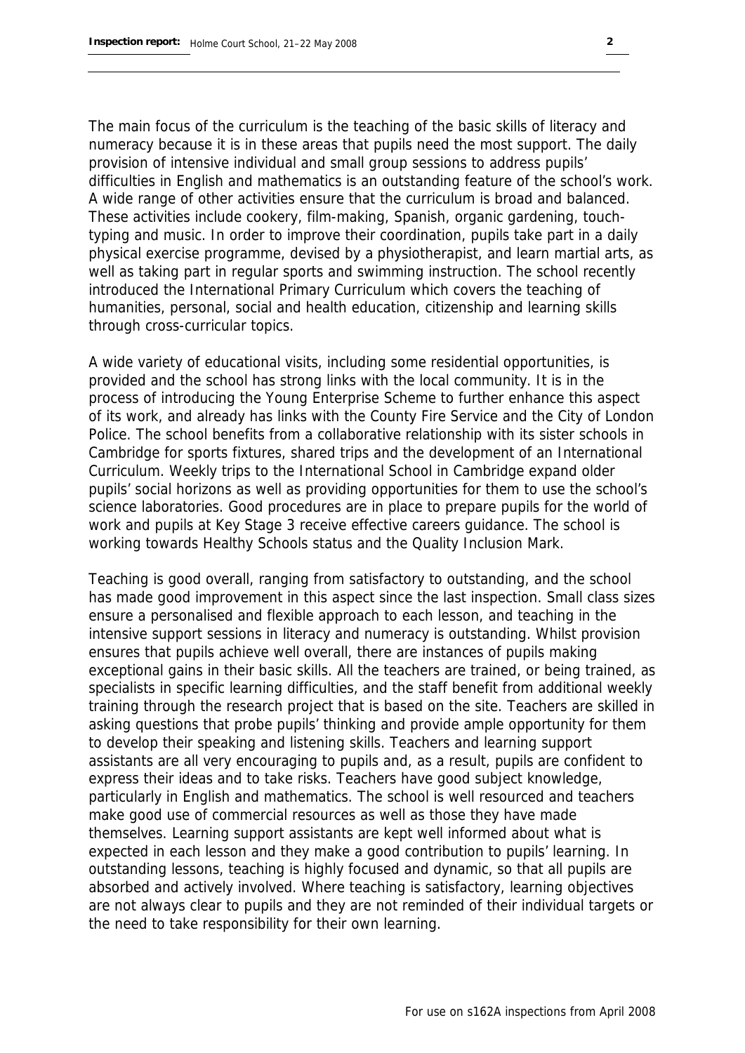The main focus of the curriculum is the teaching of the basic skills of literacy and numeracy because it is in these areas that pupils need the most support. The daily provision of intensive individual and small group sessions to address pupils' difficulties in English and mathematics is an outstanding feature of the school's work. A wide range of other activities ensure that the curriculum is broad and balanced. These activities include cookery, film-making, Spanish, organic gardening, touch-typing and music. In order to improve their coordination, pupils take part in a daily physical exercise programme, devised by a physiotherapist, and learn martial arts, as well as taking part in regular sports and swimming instruction. The school recently introduced the International Primary Curriculum which covers the teaching of humanities, personal, social and health education, citizenship and learning skills through cross-curricular topics.

A wide variety of educational visits, including some residential opportunities, is provided and the school has strong links with the local community. It is in the process of introducing the Young Enterprise Scheme to further enhance this aspect of its work, and already has links with the County Fire Service and the City of London Police. The school benefits from a collaborative relationship with its sister schools in Cambridge for sports fixtures, shared trips and the development of an International Curriculum. Weekly trips to the International School in Cambridge expand older pupils' social horizons as well as providing opportunities for them to use the school's science laboratories. Good procedures are in place to prepare pupils for the world of work and pupils at Key Stage 3 receive effective careers guidance. The school is working towards Healthy Schools status and the Quality Inclusion Mark.

Teaching is good overall, ranging from satisfactory to outstanding, and the school has made good improvement in this aspect since the last inspection. Small class sizes ensure a personalised and flexible approach to each lesson, and teaching in the intensive support sessions in literacy and numeracy is outstanding. Whilst provision ensures that pupils achieve well overall, there are instances of pupils making exceptional gains in their basic skills. All the teachers are trained, or being trained, as specialists in specific learning difficulties, and the staff benefit from additional weekly training through the research project that is based on the site. Teachers are skilled in asking questions that probe pupils' thinking and provide ample opportunity for them to develop their speaking and listening skills. Teachers and learning support assistants are all very encouraging to pupils and, as a result, pupils are confident to express their ideas and to take risks. Teachers have good subject knowledge, particularly in English and mathematics. The school is well resourced and teachers make good use of commercial resources as well as those they have made themselves. Learning support assistants are kept well informed about what is expected in each lesson and they make a good contribution to pupils' learning. In outstanding lessons, teaching is highly focused and dynamic, so that all pupils are absorbed and actively involved. Where teaching is satisfactory, learning objectives are not always clear to pupils and they are not reminded of their individual targets or the need to take responsibility for their own learning.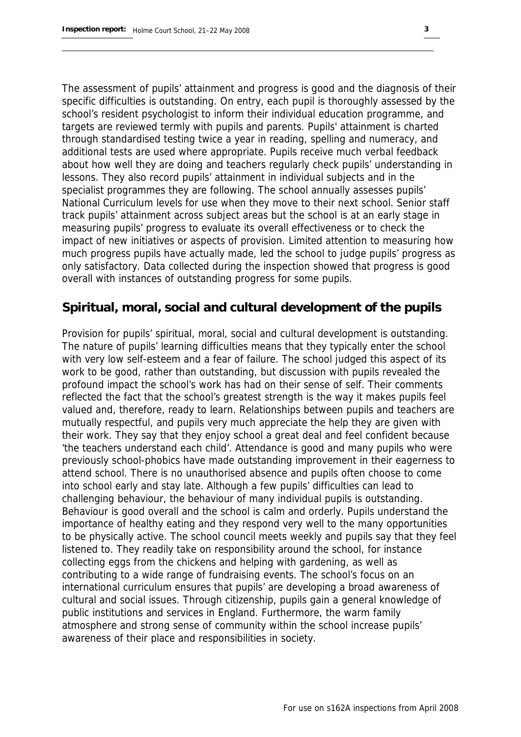The assessment of pupils' attainment and progress is good and the diagnosis of their specific difficulties is outstanding. On entry, each pupil is thoroughly assessed by the school's resident psychologist to inform their individual education programme, and targets are reviewed termly with pupils and parents. Pupils' attainment is charted through standardised testing twice a year in reading, spelling and numeracy, and additional tests are used where appropriate. Pupils receive much verbal feedback about how well they are doing and teachers regularly check pupils' understanding in lessons. They also record pupils' attainment in individual subjects and in the specialist programmes they are following. The school annually assesses pupils' National Curriculum levels for use when they move to their next school. Senior staff track pupils' attainment across subject areas but the school is at an early stage in measuring pupils' progress to evaluate its overall effectiveness or to check the impact of new initiatives or aspects of provision. Limited attention to measuring how much progress pupils have actually made, led the school to judge pupils' progress as only satisfactory. Data collected during the inspection showed that progress is good overall with instances of outstanding progress for some pupils.

## Spiritual, moral, social and cultural development of the pupils

Provision for pupils' spiritual, moral, social and cultural development is outstanding. The nature of pupils' learning difficulties means that they typically enter the school with very low self-esteem and a fear of failure. The school judged this aspect of its work to be good, rather than outstanding, but discussion with pupils revealed the profound impact the school's work has had on their sense of self. Their comments reflected the fact that the school's greatest strength is the way it makes pupils feel valued and, therefore, ready to learn. Relationships between pupils and teachers are mutually respectful, and pupils very much appreciate the help they are given with their work. They say that they enjoy school a great deal and feel confident because 'the teachers understand each child'. Attendance is good and many pupils who were previously school-phobics have made outstanding improvement in their eagerness to attend school. There is no unauthorised absence and pupils often choose to come into school early and stay late. Although a few pupils' difficulties can lead to challenging behaviour, the behaviour of many individual pupils is outstanding. Behaviour is good overall and the school is calm and orderly. Pupils understand the importance of healthy eating and they respond very well to the many opportunities to be physically active. The school council meets weekly and pupils say that they feel listened to. They readily take on responsibility around the school, for instance collecting eggs from the chickens and helping with gardening, as well as contributing to a wide range of fundraising events. The school's focus on an international curriculum ensures that pupils' are developing a broad awareness of cultural and social issues. Through citizenship, pupils gain a general knowledge of public institutions and services in England. Furthermore, the warm family atmosphere and strong sense of community within the school increase pupils' awareness of their place and responsibilities in society.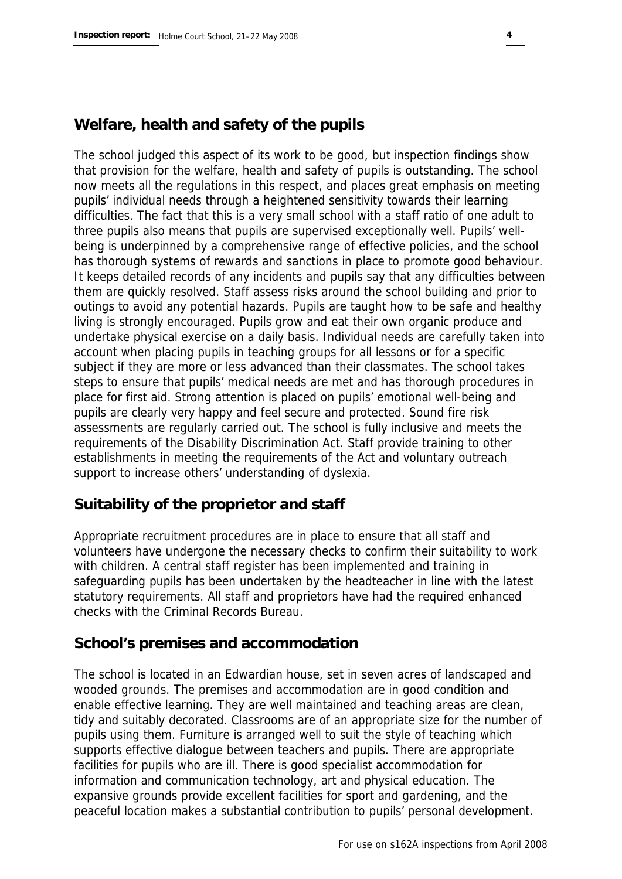## Welfare, health and safety of the pupils

The school judged this aspect of its work to be good, but inspection findings show that provision for the welfare, health and safety of pupils is outstanding. The school now meets all the regulations in this respect, and places great emphasis on meeting pupils' individual needs through a heightened sensitivity towards their learning difficulties. The fact that this is a very small school with a staff ratio of one adult to three pupils also means that pupils are supervised exceptionally well. Pupils' well-being is underpinned by a comprehensive range of effective policies, and the school has thorough systems of rewards and sanctions in place to promote good behaviour. It keeps detailed records of any incidents and pupils say that any difficulties between them are quickly resolved. Staff assess risks around the school building and prior to outings to avoid any potential hazards. Pupils are taught how to be safe and healthy living is strongly encouraged. Pupils grow and eat their own organic produce and undertake physical exercise on a daily basis. Individual needs are carefully taken into account when placing pupils in teaching groups for all lessons or for a specific subject if they are more or less advanced than their classmates. The school takes steps to ensure that pupils' medical needs are met and has thorough procedures in place for first aid. Strong attention is placed on pupils' emotional well-being and pupils are clearly very happy and feel secure and protected. Sound fire risk assessments are regularly carried out. The school is fully inclusive and meets the requirements of the Disability Discrimination Act. Staff provide training to other establishments in meeting the requirements of the Act and voluntary outreach support to increase others' understanding of dyslexia.

## Suitability of the proprietor and staff

Appropriate recruitment procedures are in place to ensure that all staff and volunteers have undergone the necessary checks to confirm their suitability to work with children. A central staff register has been implemented and training in safeguarding pupils has been undertaken by the headteacher in line with the latest statutory requirements. All staff and proprietors have had the required enhanced checks with the Criminal Records Bureau.

## School's premises and accommodation

The school is located in an Edwardian house, set in seven acres of landscaped and wooded grounds. The premises and accommodation are in good condition and enable effective learning. They are well maintained and teaching areas are clean, tidy and suitably decorated. Classrooms are of an appropriate size for the number of pupils using them. Furniture is arranged well to suit the style of teaching which supports effective dialogue between teachers and pupils. There are appropriate facilities for pupils who are ill. There is good specialist accommodation for information and communication technology, art and physical education. The expansive grounds provide excellent facilities for sport and gardening, and the peaceful location makes a substantial contribution to pupils' personal development.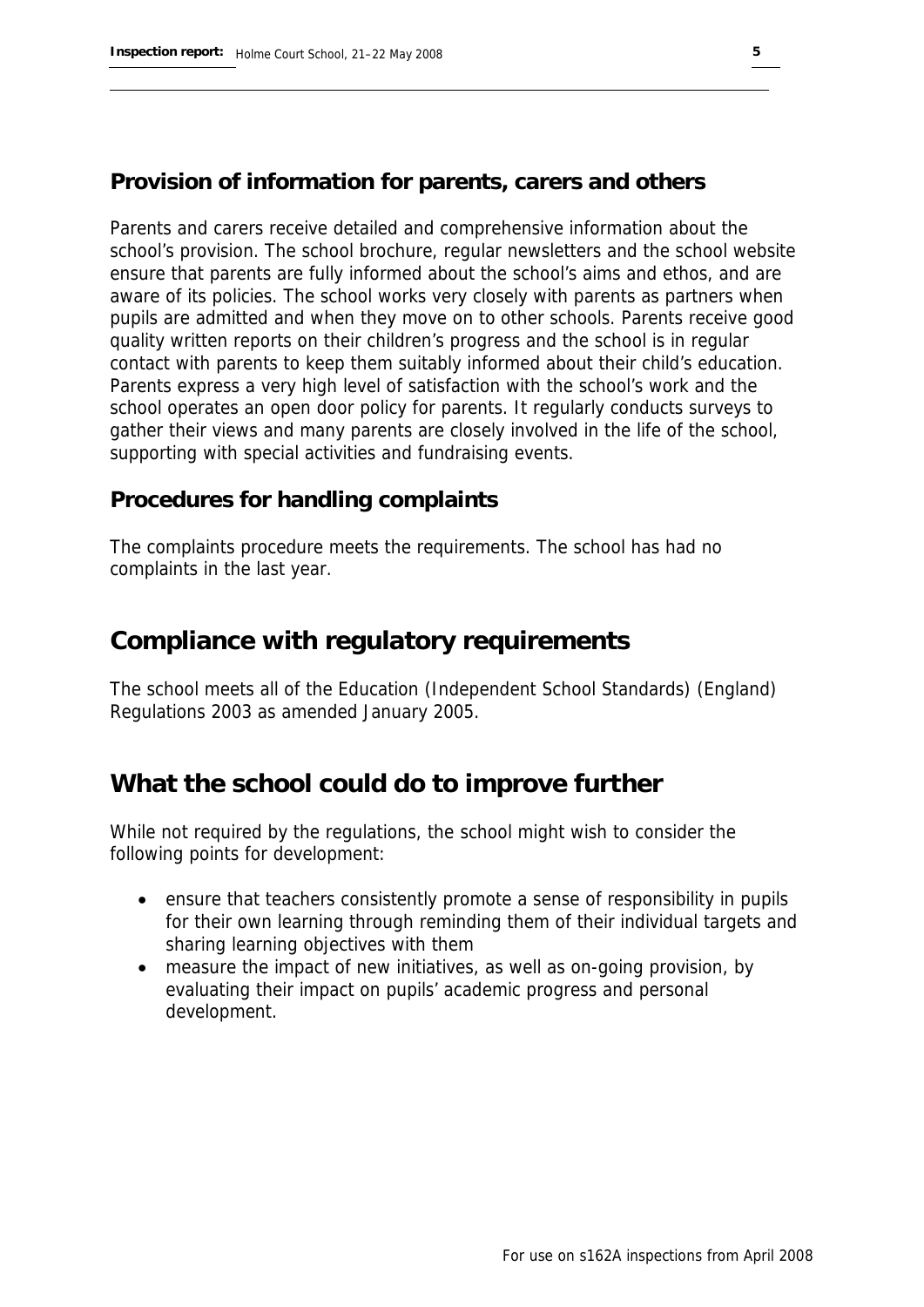### Provision of information for parents, carers and others

Parents and carers receive detailed and comprehensive information about the school's provision. The school brochure, regular newsletters and the school website ensure that parents are fully informed about the school's aims and ethos, and are aware of its policies. The school works very closely with parents as partners when pupils are admitted and when they move on to other schools. Parents receive good quality written reports on their children's progress and the school is in regular contact with parents to keep them suitably informed about their child's education. Parents express a very high level of satisfaction with the school's work and the school operates an open door policy for parents. It regularly conducts surveys to gather their views and many parents are closely involved in the life of the school, supporting with special activities and fundraising events.

### Procedures for handling complaints

The complaints procedure meets the requirements. The school has had no complaints in the last year.

## Compliance with regulatory requirements

The school meets all of the Education (Independent School Standards) (England) Regulations 2003 as amended January 2005.

## What the school could do to improve further

While not required by the regulations, the school might wish to consider the following points for development:

- ensure that teachers consistently promote a sense of responsibility in pupils for their own learning through reminding them of their individual targets and sharing learning objectives with them
- measure the impact of new initiatives, as well as on-going provision, by evaluating their impact on pupils' academic progress and personal development.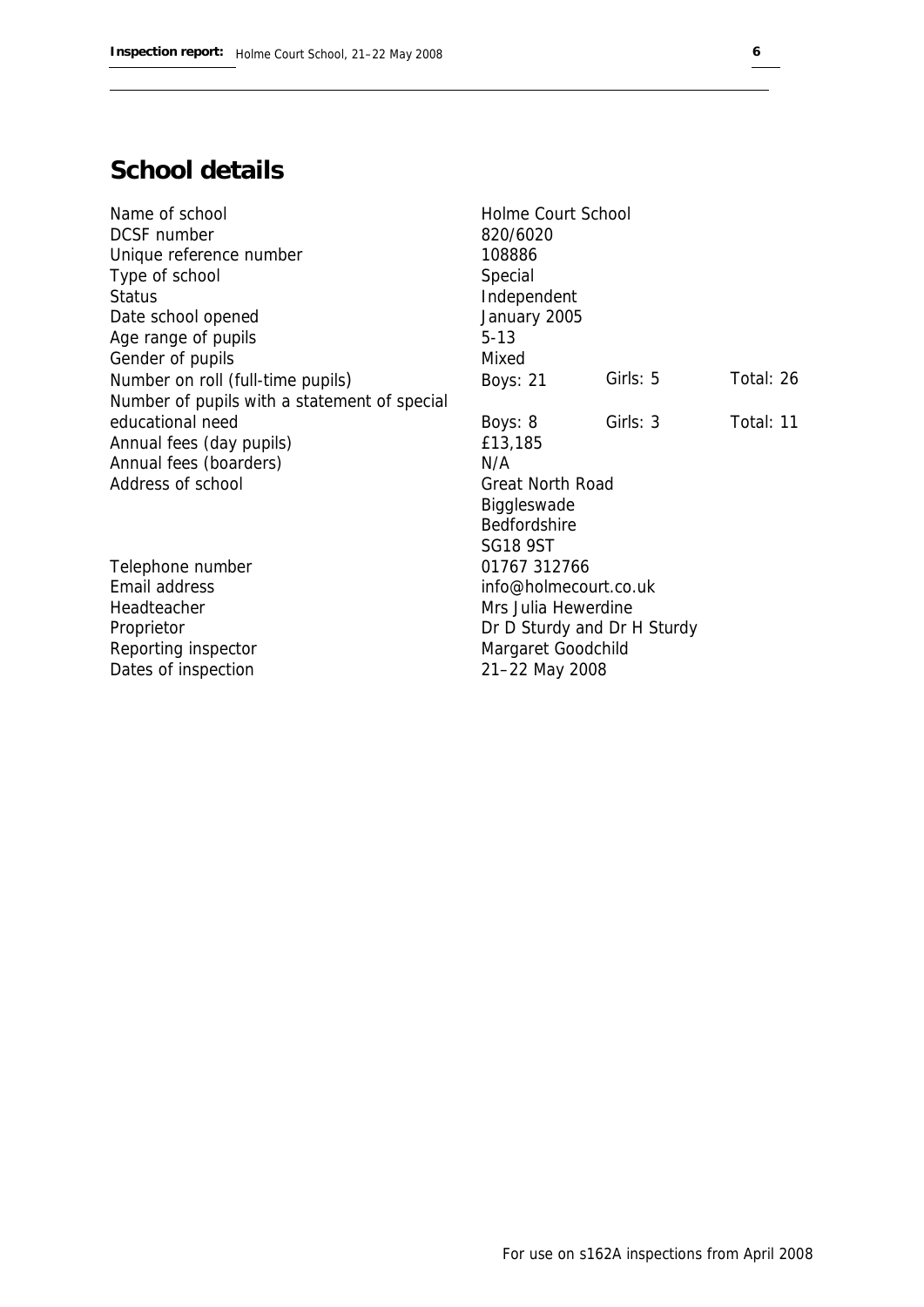## School details

| | | | |
|---|---|---|---|
| Name of school | Holme Court School | | |
| DCSF number | 820/6020 | | |
| Unique reference number | 108886 | | |
| Type of school | Special | | |
| Status | Independent | | |
| Date school opened | January 2005 | | |
| Age range of pupils | 5-13 | | |
| Gender of pupils | Mixed | | |
| Number on roll (full-time pupils) | Boys: 21 | Girls: 5 | Total: 26 |
| Number of pupils with a statement of special educational need | Boys: 8 | Girls: 3 | Total: 11 |
| Annual fees (day pupils) | £13,185 | | |
| Annual fees (boarders) | N/A | | |
| Address of school | Great North Road<br>Biggleswade<br>Bedfordshire<br>SG18 9ST | | |
| Telephone number | 01767 312766 | | |
| Email address | info@holmecourt.co.uk | | |
| Headteacher | Mrs Julia Hewerdine | | |
| Proprietor | Dr D Sturdy and Dr H Sturdy | | |
| Reporting inspector | Margaret Goodchild | | |
| Dates of inspection | 21–22 May 2008 | | |